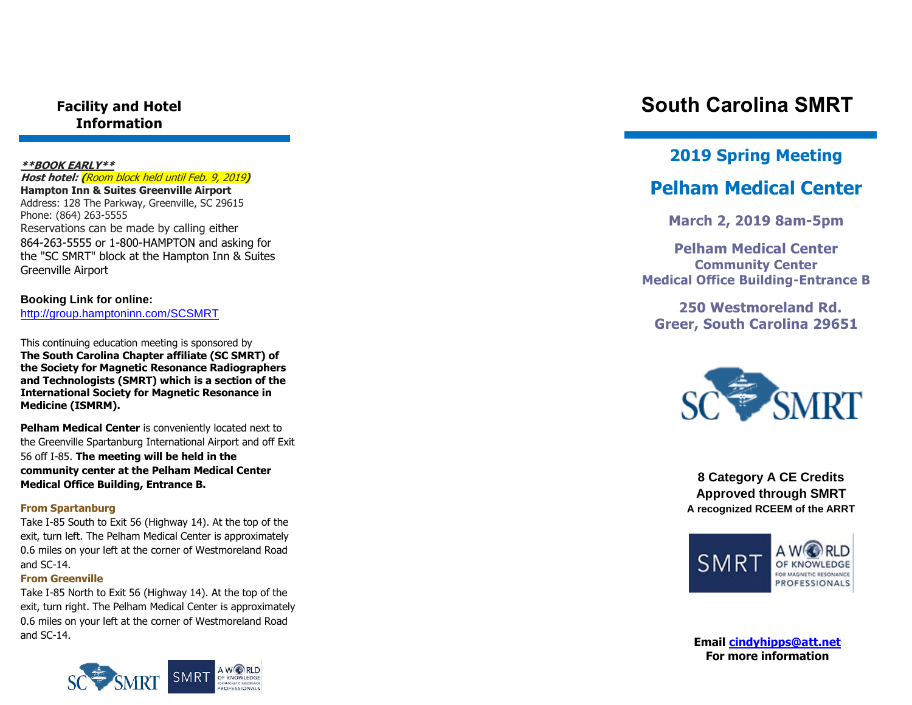## Facility and Hotel Information

***\*\*BOOK EARLY\*\****

***Host hotel:*** *(Room block held until Feb. 9, 2019)*

**Hampton Inn & Suites Greenville Airport**
Address: 128 The Parkway, Greenville, SC 29615
Phone: (864) 263-5555
Reservations can be made by calling either 864-263-5555 or 1-800-HAMPTON and asking for the "SC SMRT" block at the Hampton Inn & Suites Greenville Airport

**Booking Link for online:**
http://group.hamptoninn.com/SCSMRT

This continuing education meeting is sponsored by **The South Carolina Chapter affiliate (SC SMRT) of the Society for Magnetic Resonance Radiographers and Technologists (SMRT) which is a section of the International Society for Magnetic Resonance in Medicine (ISMRM).**

**Pelham Medical Center** is conveniently located next to the Greenville Spartanburg International Airport and off Exit 56 off I-85. **The meeting will be held in the community center at the Pelham Medical Center Medical Office Building, Entrance B.**

**From Spartanburg**

Take I-85 South to Exit 56 (Highway 14). At the top of the exit, turn left. The Pelham Medical Center is approximately 0.6 miles on your left at the corner of Westmoreland Road and SC-14.

**From Greenville**

Take I-85 North to Exit 56 (Highway 14). At the top of the exit, turn right. The Pelham Medical Center is approximately 0.6 miles on your left at the corner of Westmoreland Road and SC-14.

# South Carolina SMRT

## 2019 Spring Meeting

## Pelham Medical Center

**March 2, 2019 8am-5pm**

**Pelham Medical Center**
**Community Center**
**Medical Office Building-Entrance B**

**250 Westmoreland Rd.**
**Greer, South Carolina 29651**

**8 Category A CE Credits**
**Approved through SMRT**
**A recognized RCEEM of the ARRT**

**Email cindyhipps@att.net**
**For more information**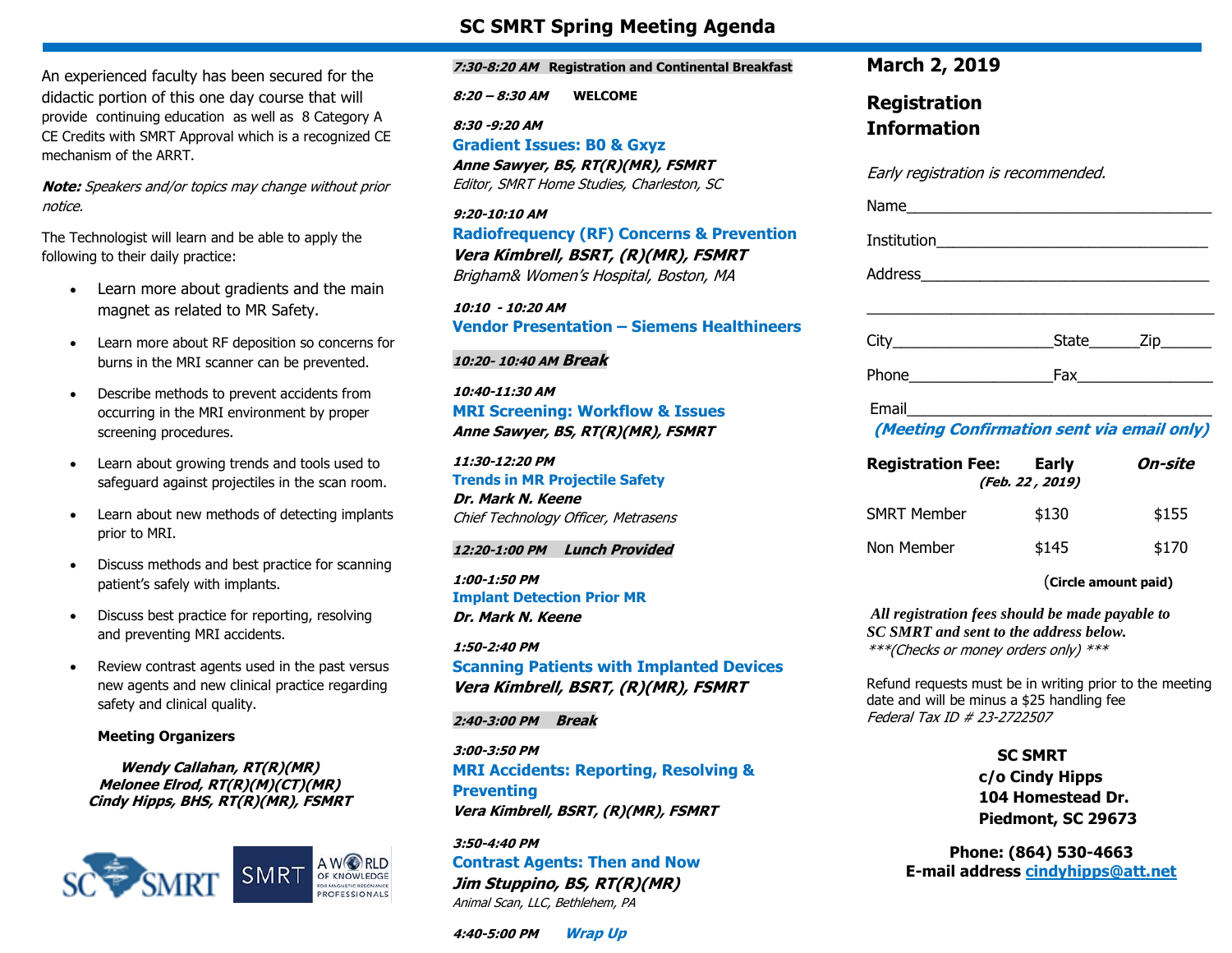# SC SMRT Spring Meeting Agenda

An experienced faculty has been secured for the didactic portion of this one day course that will provide continuing education as well as 8 Category A CE Credits with SMRT Approval which is a recognized CE mechanism of the ARRT.

***Note:*** *Speakers and/or topics may change without prior notice.*

The Technologist will learn and be able to apply the following to their daily practice:

- Learn more about gradients and the main magnet as related to MR Safety.
- Learn more about RF deposition so concerns for burns in the MRI scanner can be prevented.
- Describe methods to prevent accidents from occurring in the MRI environment by proper screening procedures.
- Learn about growing trends and tools used to safeguard against projectiles in the scan room.
- Learn about new methods of detecting implants prior to MRI.
- Discuss methods and best practice for scanning patient's safely with implants.
- Discuss best practice for reporting, resolving and preventing MRI accidents.
- Review contrast agents used in the past versus new agents and new clinical practice regarding safety and clinical quality.

**Meeting Organizers**

***Wendy Callahan, RT(R)(MR)***
***Melonee Elrod, RT(R)(M)(CT)(MR)***
***Cindy Hipps, BHS, RT(R)(MR), FSMRT***

SC SMRT

SMRT A WORLD OF KNOWLEDGE FOR MAGNETIC RESONANCE PROFESSIONALS

***7:30-8:20 AM*** **Registration and Continental Breakfast**

***8:20 – 8:30 AM*** **WELCOME**

***8:30 -9:20 AM***
**Gradient Issues: B0 & Gxyz**
***Anne Sawyer, BS, RT(R)(MR), FSMRT***
*Editor, SMRT Home Studies, Charleston, SC*

***9:20-10:10 AM***
**Radiofrequency (RF) Concerns & Prevention**
***Vera Kimbrell, BSRT, (R)(MR), FSMRT***
*Brigham& Women's Hospital, Boston, MA*

***10:10 - 10:20 AM***
**Vendor Presentation – Siemens Healthineers**

***10:20- 10:40 AM Break***

***10:40-11:30 AM***
**MRI Screening: Workflow & Issues**
***Anne Sawyer, BS, RT(R)(MR), FSMRT***

***11:30-12:20 PM***
**Trends in MR Projectile Safety**
***Dr. Mark N. Keene***
*Chief Technology Officer, Metrasens*

***12:20-1:00 PM Lunch Provided***

***1:00-1:50 PM***
**Implant Detection Prior MR**
***Dr. Mark N. Keene***

***1:50-2:40 PM***
**Scanning Patients with Implanted Devices**
***Vera Kimbrell, BSRT, (R)(MR), FSMRT***

***2:40-3:00 PM Break***

***3:00-3:50 PM***
**MRI Accidents: Reporting, Resolving & Preventing**
***Vera Kimbrell, BSRT, (R)(MR), FSMRT***

***3:50-4:40 PM***
**Contrast Agents: Then and Now**
***Jim Stuppino, BS, RT(R)(MR)***
*Animal Scan, LLC, Bethlehem, PA*

***4:40-5:00 PM*** ***Wrap Up***

## March 2, 2019

## Registration Information

*Early registration is recommended.*

Name________________________________

Institution____________________________

Address______________________________

_____________________________________

City_________________State______Zip______

Phone________________Fax_______________

Email_________________________________
***(Meeting Confirmation sent via email only)***

| **Registration Fee:** | **Early** ***(Feb. 22 , 2019)*** | ***On-site*** |
|---|---|---|
| SMRT Member | $130 | $155 |
| Non Member | $145 | $170 |

(**Circle amount paid)**

***All registration fees should be made payable to SC SMRT and sent to the address below.***
*\*\*\*(Checks or money orders only) \*\*\**

Refund requests must be in writing prior to the meeting date and will be minus a $25 handling fee
*Federal Tax ID # 23-2722507*

**SC SMRT**
**c/o Cindy Hipps**
**104 Homestead Dr.**
**Piedmont, SC 29673**

**Phone: (864) 530-4663**
**E-mail address** cindyhipps@att.net